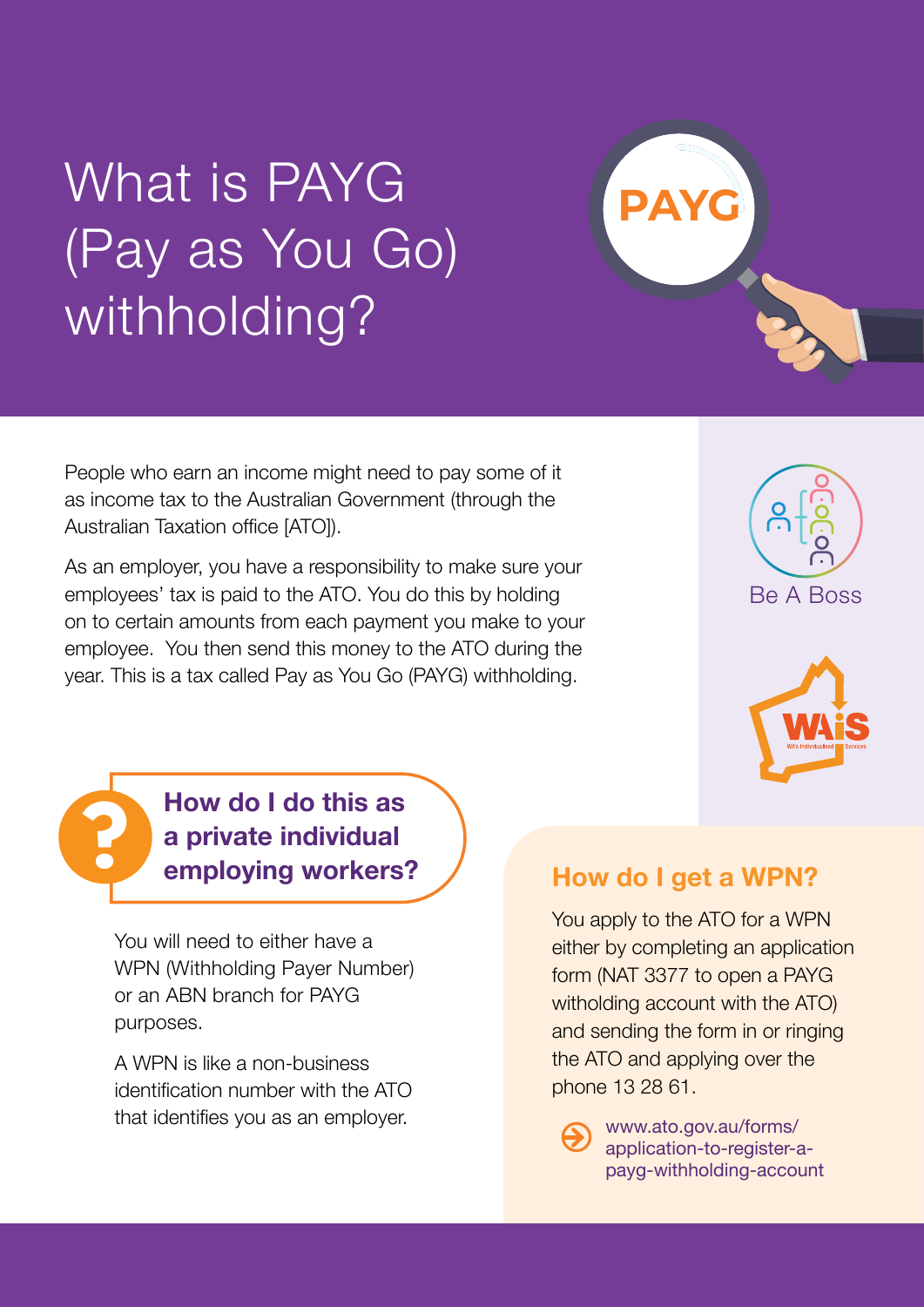# What is PAYG (Pay as You Go) withholding?

People who earn an income might need to pay some of it as income tax to the Australian Government (through the Australian Taxation office [ATO]).

As an employer, you have a responsibility to make sure your employees' tax is paid to the ATO. You do this by holding on to certain amounts from each payment you make to your employee. You then send this money to the ATO during the year. This is a tax called Pay as You Go (PAYG) withholding.

## How do I do this as a private individual employing workers?

You will need to either have a WPN (Withholding Payer Number) or an ABN branch for PAYG purposes.

A WPN is like a non-business identification number with the ATO that identifies you as an employer.

## How do I get a WPN?

You apply to the ATO for a WPN either by completing an application form (NAT 3377 to open a PAYG witholding account with the ATO) and sending the form in or ringing the ATO and applying over the phone 13 28 61.

www.ato.gov.au/forms/application-to-register-a-payg-withholding-account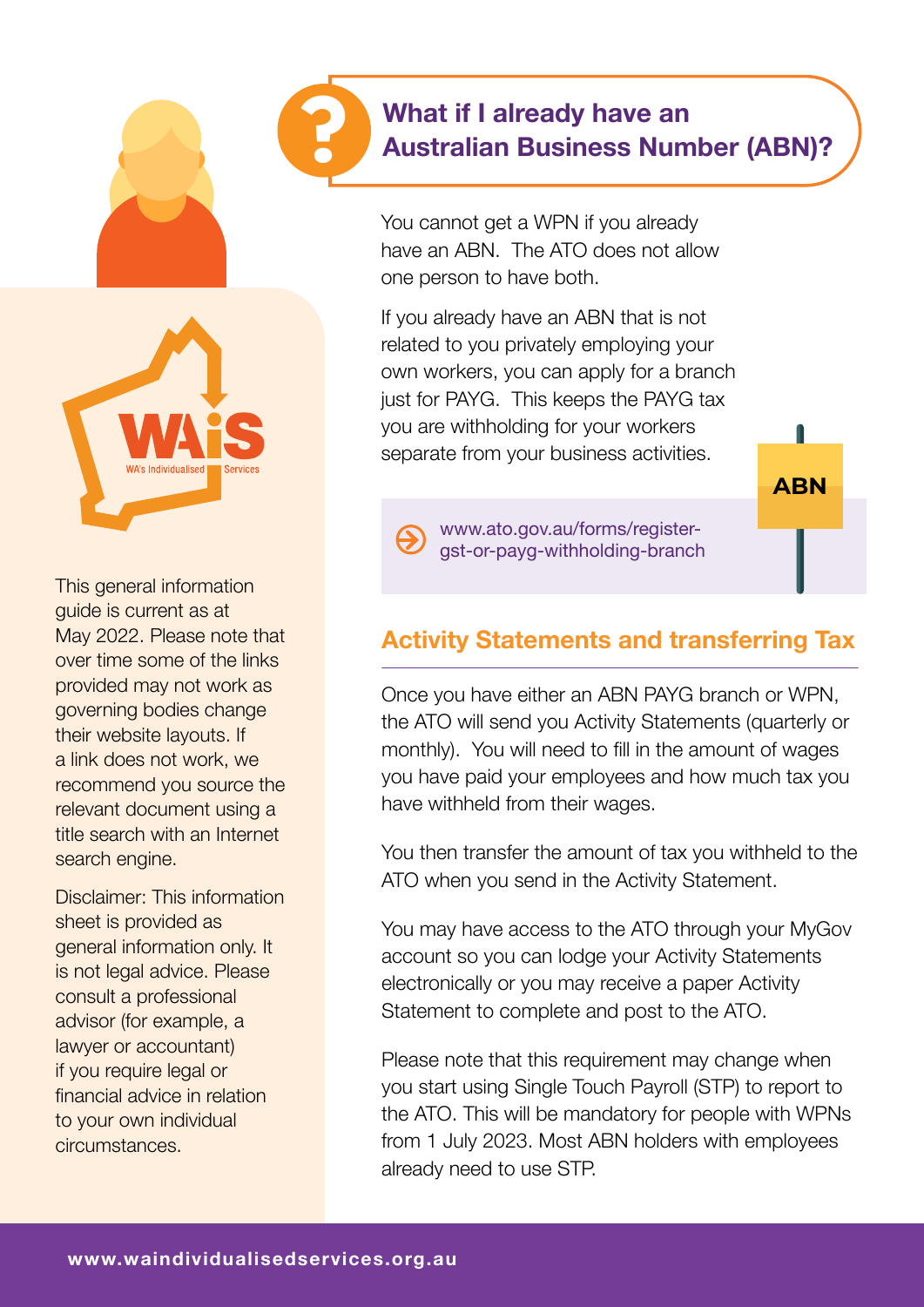## What if I already have an Australian Business Number (ABN)?

You cannot get a WPN if you already have an ABN. The ATO does not allow one person to have both.

If you already have an ABN that is not related to you privately employing your own workers, you can apply for a branch just for PAYG. This keeps the PAYG tax you are withholding for your workers separate from your business activities.

www.ato.gov.au/forms/register-gst-or-payg-withholding-branch

## Activity Statements and transferring Tax

Once you have either an ABN PAYG branch or WPN, the ATO will send you Activity Statements (quarterly or monthly). You will need to fill in the amount of wages you have paid your employees and how much tax you have withheld from their wages.

You then transfer the amount of tax you withheld to the ATO when you send in the Activity Statement.

You may have access to the ATO through your MyGov account so you can lodge your Activity Statements electronically or you may receive a paper Activity Statement to complete and post to the ATO.

Please note that this requirement may change when you start using Single Touch Payroll (STP) to report to the ATO. This will be mandatory for people with WPNs from 1 July 2023. Most ABN holders with employees already need to use STP.

This general information guide is current as at May 2022. Please note that over time some of the links provided may not work as governing bodies change their website layouts. If a link does not work, we recommend you source the relevant document using a title search with an Internet search engine.

Disclaimer: This information sheet is provided as general information only. It is not legal advice. Please consult a professional advisor (for example, a lawyer or accountant) if you require legal or financial advice in relation to your own individual circumstances.

www.waindividualisedservices.org.au